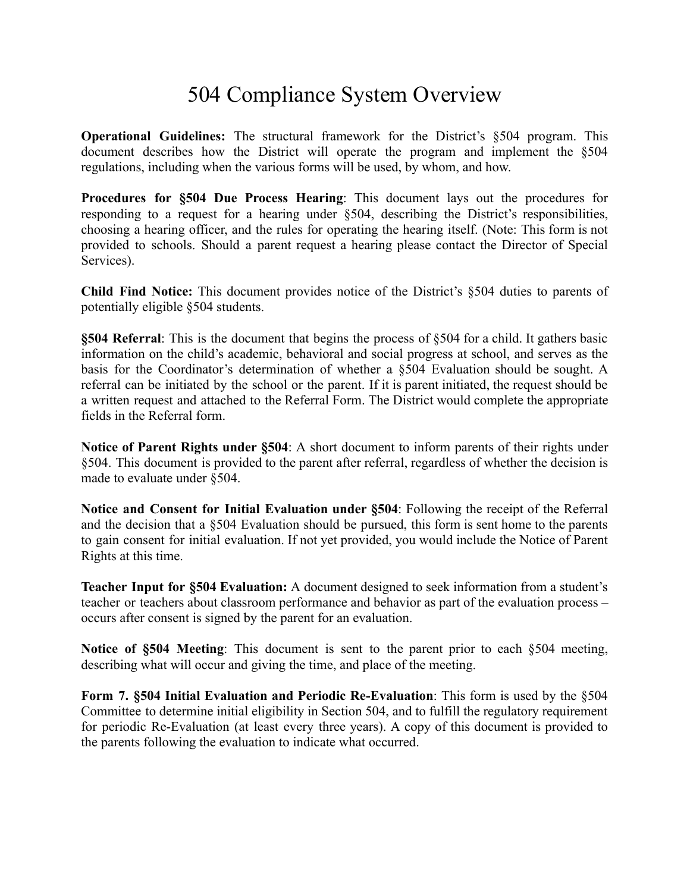# 504 Compliance System Overview

**Operational Guidelines:** The structural framework for the District's §504 program. This document describes how the District will operate the program and implement the §504 regulations, including when the various forms will be used, by whom, and how.

**Procedures for §504 Due Process Hearing**: This document lays out the procedures for responding to a request for a hearing under §504, describing the District's responsibilities, choosing a hearing officer, and the rules for operating the hearing itself. (Note: This form is not provided to schools. Should a parent request a hearing please contact the Director of Special Services).

**Child Find Notice:** This document provides notice of the District's §504 duties to parents of potentially eligible §504 students.

**§504 Referral**: This is the document that begins the process of §504 for a child. It gathers basic information on the child's academic, behavioral and social progress at school, and serves as the basis for the Coordinator's determination of whether a §504 Evaluation should be sought. A referral can be initiated by the school or the parent. If it is parent initiated, the request should be a written request and attached to the Referral Form. The District would complete the appropriate fields in the Referral form.

**Notice of Parent Rights under §504**: A short document to inform parents of their rights under §504. This document is provided to the parent after referral, regardless of whether the decision is made to evaluate under §504.

**Notice and Consent for Initial Evaluation under §504**: Following the receipt of the Referral and the decision that a §504 Evaluation should be pursued, this form is sent home to the parents to gain consent for initial evaluation. If not yet provided, you would include the Notice of Parent Rights at this time.

**Teacher Input for §504 Evaluation:** A document designed to seek information from a student's teacher or teachers about classroom performance and behavior as part of the evaluation process – occurs after consent is signed by the parent for an evaluation.

**Notice of §504 Meeting**: This document is sent to the parent prior to each §504 meeting, describing what will occur and giving the time, and place of the meeting.

**Form 7. §504 Initial Evaluation and Periodic Re-Evaluation**: This form is used by the §504 Committee to determine initial eligibility in Section 504, and to fulfill the regulatory requirement for periodic Re-Evaluation (at least every three years). A copy of this document is provided to the parents following the evaluation to indicate what occurred.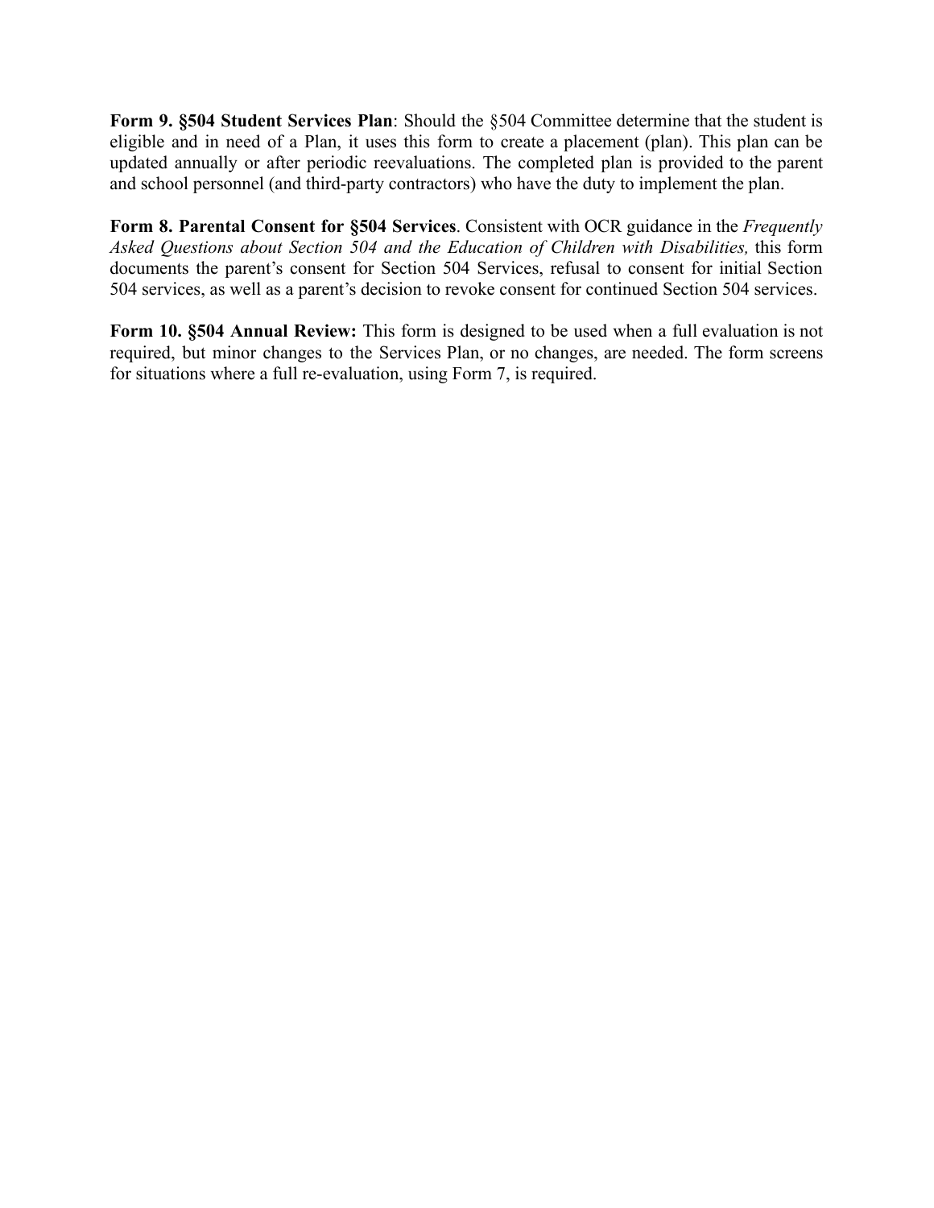**Form 9. §504 Student Services Plan**: Should the §504 Committee determine that the student is eligible and in need of a Plan, it uses this form to create a placement (plan). This plan can be updated annually or after periodic reevaluations. The completed plan is provided to the parent and school personnel (and third-party contractors) who have the duty to implement the plan.

**Form 8. Parental Consent for §504 Services**. Consistent with OCR guidance in the *Frequently Asked Questions about Section 504 and the Education of Children with Disabilities,* this form documents the parent's consent for Section 504 Services, refusal to consent for initial Section 504 services, as well as a parent's decision to revoke consent for continued Section 504 services.

**Form 10. §504 Annual Review:** This form is designed to be used when a full evaluation is not required, but minor changes to the Services Plan, or no changes, are needed. The form screens for situations where a full re-evaluation, using Form 7, is required.